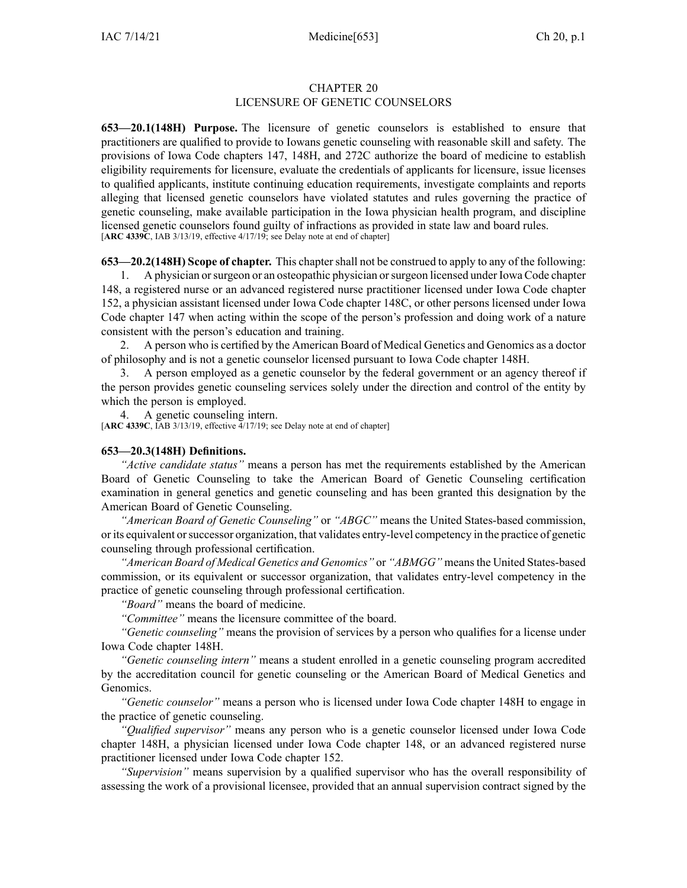# CHAPTER 20
# LICENSURE OF GENETIC COUNSELORS

**653—20.1(148H) Purpose.** The licensure of genetic counselors is established to ensure that practitioners are qualified to provide to Iowans genetic counseling with reasonable skill and safety. The provisions of Iowa Code chapters 147, 148H, and 272C authorize the board of medicine to establish eligibility requirements for licensure, evaluate the credentials of applicants for licensure, issue licenses to qualified applicants, institute continuing education requirements, investigate complaints and reports alleging that licensed genetic counselors have violated statutes and rules governing the practice of genetic counseling, make available participation in the Iowa physician health program, and discipline licensed genetic counselors found guilty of infractions as provided in state law and board rules.
[**ARC 4339C**, IAB 3/13/19, effective 4/17/19; see Delay note at end of chapter]

**653—20.2(148H) Scope of chapter.** This chapter shall not be construed to apply to any of the following:

1. A physician or surgeon or an osteopathic physician or surgeon licensed under Iowa Code chapter 148, a registered nurse or an advanced registered nurse practitioner licensed under Iowa Code chapter 152, a physician assistant licensed under Iowa Code chapter 148C, or other persons licensed under Iowa Code chapter 147 when acting within the scope of the person's profession and doing work of a nature consistent with the person's education and training.
2. A person who is certified by the American Board of Medical Genetics and Genomics as a doctor of philosophy and is not a genetic counselor licensed pursuant to Iowa Code chapter 148H.
3. A person employed as a genetic counselor by the federal government or an agency thereof if the person provides genetic counseling services solely under the direction and control of the entity by which the person is employed.
4. A genetic counseling intern.

[**ARC 4339C**, IAB 3/13/19, effective 4/17/19; see Delay note at end of chapter]

**653—20.3(148H) Definitions.**

*"Active candidate status"* means a person has met the requirements established by the American Board of Genetic Counseling to take the American Board of Genetic Counseling certification examination in general genetics and genetic counseling and has been granted this designation by the American Board of Genetic Counseling.

*"American Board of Genetic Counseling"* or *"ABGC"* means the United States-based commission, or its equivalent or successor organization, that validates entry-level competency in the practice of genetic counseling through professional certification.

*"American Board of Medical Genetics and Genomics"* or *"ABMGG"* means the United States-based commission, or its equivalent or successor organization, that validates entry-level competency in the practice of genetic counseling through professional certification.

*"Board"* means the board of medicine.

*"Committee"* means the licensure committee of the board.

*"Genetic counseling"* means the provision of services by a person who qualifies for a license under Iowa Code chapter 148H.

*"Genetic counseling intern"* means a student enrolled in a genetic counseling program accredited by the accreditation council for genetic counseling or the American Board of Medical Genetics and Genomics.

*"Genetic counselor"* means a person who is licensed under Iowa Code chapter 148H to engage in the practice of genetic counseling.

*"Qualified supervisor"* means any person who is a genetic counselor licensed under Iowa Code chapter 148H, a physician licensed under Iowa Code chapter 148, or an advanced registered nurse practitioner licensed under Iowa Code chapter 152.

*"Supervision"* means supervision by a qualified supervisor who has the overall responsibility of assessing the work of a provisional licensee, provided that an annual supervision contract signed by the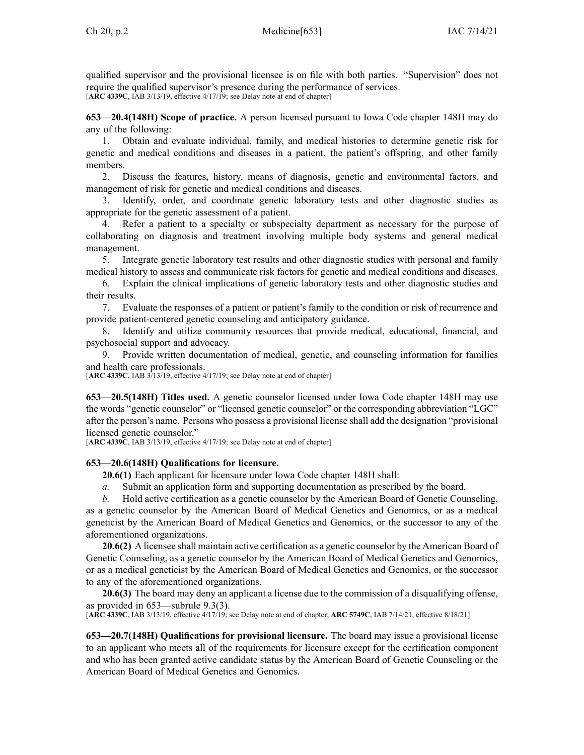qualified supervisor and the provisional licensee is on file with both parties. "Supervision" does not require the qualified supervisor's presence during the performance of services.
[**ARC 4339C**, IAB 3/13/19, effective 4/17/19; see Delay note at end of chapter]

**653—20.4(148H) Scope of practice.** A person licensed pursuant to Iowa Code chapter 148H may do any of the following:

1. Obtain and evaluate individual, family, and medical histories to determine genetic risk for genetic and medical conditions and diseases in a patient, the patient's offspring, and other family members.
2. Discuss the features, history, means of diagnosis, genetic and environmental factors, and management of risk for genetic and medical conditions and diseases.
3. Identify, order, and coordinate genetic laboratory tests and other diagnostic studies as appropriate for the genetic assessment of a patient.
4. Refer a patient to a specialty or subspecialty department as necessary for the purpose of collaborating on diagnosis and treatment involving multiple body systems and general medical management.
5. Integrate genetic laboratory test results and other diagnostic studies with personal and family medical history to assess and communicate risk factors for genetic and medical conditions and diseases.
6. Explain the clinical implications of genetic laboratory tests and other diagnostic studies and their results.
7. Evaluate the responses of a patient or patient's family to the condition or risk of recurrence and provide patient-centered genetic counseling and anticipatory guidance.
8. Identify and utilize community resources that provide medical, educational, financial, and psychosocial support and advocacy.
9. Provide written documentation of medical, genetic, and counseling information for families and health care professionals.

[**ARC 4339C**, IAB 3/13/19, effective 4/17/19; see Delay note at end of chapter]

**653—20.5(148H) Titles used.** A genetic counselor licensed under Iowa Code chapter 148H may use the words "genetic counselor" or "licensed genetic counselor" or the corresponding abbreviation "LGC" after the person's name. Persons who possess a provisional license shall add the designation "provisional licensed genetic counselor."
[**ARC 4339C**, IAB 3/13/19, effective 4/17/19; see Delay note at end of chapter]

**653—20.6(148H) Qualifications for licensure.**

**20.6(1)** Each applicant for licensure under Iowa Code chapter 148H shall:

*a.* Submit an application form and supporting documentation as prescribed by the board.

*b.* Hold active certification as a genetic counselor by the American Board of Genetic Counseling, as a genetic counselor by the American Board of Medical Genetics and Genomics, or as a medical geneticist by the American Board of Medical Genetics and Genomics, or the successor to any of the aforementioned organizations.

**20.6(2)** A licensee shall maintain active certification as a genetic counselor by the American Board of Genetic Counseling, as a genetic counselor by the American Board of Medical Genetics and Genomics, or as a medical geneticist by the American Board of Medical Genetics and Genomics, or the successor to any of the aforementioned organizations.

**20.6(3)** The board may deny an applicant a license due to the commission of a disqualifying offense, as provided in 653—subrule 9.3(3).
[**ARC 4339C**, IAB 3/13/19, effective 4/17/19; see Delay note at end of chapter; **ARC 5749C**, IAB 7/14/21, effective 8/18/21]

**653—20.7(148H) Qualifications for provisional licensure.** The board may issue a provisional license to an applicant who meets all of the requirements for licensure except for the certification component and who has been granted active candidate status by the American Board of Genetic Counseling or the American Board of Medical Genetics and Genomics.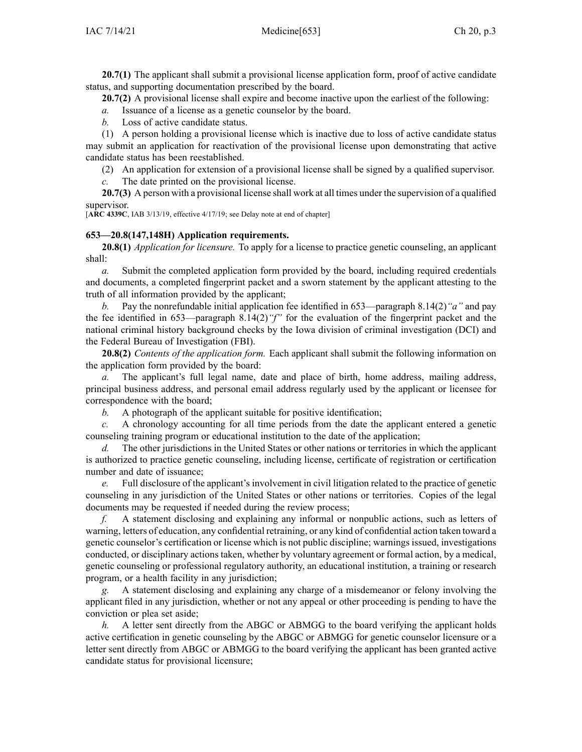**20.7(1)** The applicant shall submit a provisional license application form, proof of active candidate status, and supporting documentation prescribed by the board.

**20.7(2)** A provisional license shall expire and become inactive upon the earliest of the following:

*a.* Issuance of a license as a genetic counselor by the board.

*b.* Loss of active candidate status.

(1) A person holding a provisional license which is inactive due to loss of active candidate status may submit an application for reactivation of the provisional license upon demonstrating that active candidate status has been reestablished.

(2) An application for extension of a provisional license shall be signed by a qualified supervisor.

*c.* The date printed on the provisional license.

**20.7(3)** A person with a provisional license shall work at all times under the supervision of a qualified supervisor.

[**ARC 4339C**, IAB 3/13/19, effective 4/17/19; see Delay note at end of chapter]

### 653—20.8(147,148H) Application requirements.

**20.8(1)** *Application for licensure.* To apply for a license to practice genetic counseling, an applicant shall:

*a.* Submit the completed application form provided by the board, including required credentials and documents, a completed fingerprint packet and a sworn statement by the applicant attesting to the truth of all information provided by the applicant;

*b.* Pay the nonrefundable initial application fee identified in 653—paragraph 8.14(2)*"a"* and pay the fee identified in 653—paragraph 8.14(2)*"f"* for the evaluation of the fingerprint packet and the national criminal history background checks by the Iowa division of criminal investigation (DCI) and the Federal Bureau of Investigation (FBI).

**20.8(2)** *Contents of the application form.* Each applicant shall submit the following information on the application form provided by the board:

*a.* The applicant's full legal name, date and place of birth, home address, mailing address, principal business address, and personal email address regularly used by the applicant or licensee for correspondence with the board;

*b.* A photograph of the applicant suitable for positive identification;

*c.* A chronology accounting for all time periods from the date the applicant entered a genetic counseling training program or educational institution to the date of the application;

*d.* The other jurisdictions in the United States or other nations or territories in which the applicant is authorized to practice genetic counseling, including license, certificate of registration or certification number and date of issuance;

*e.* Full disclosure of the applicant's involvement in civil litigation related to the practice of genetic counseling in any jurisdiction of the United States or other nations or territories. Copies of the legal documents may be requested if needed during the review process;

*f.* A statement disclosing and explaining any informal or nonpublic actions, such as letters of warning, letters of education, any confidential retraining, or any kind of confidential action taken toward a genetic counselor's certification or license which is not public discipline; warnings issued, investigations conducted, or disciplinary actions taken, whether by voluntary agreement or formal action, by a medical, genetic counseling or professional regulatory authority, an educational institution, a training or research program, or a health facility in any jurisdiction;

*g.* A statement disclosing and explaining any charge of a misdemeanor or felony involving the applicant filed in any jurisdiction, whether or not any appeal or other proceeding is pending to have the conviction or plea set aside;

*h.* A letter sent directly from the ABGC or ABMGG to the board verifying the applicant holds active certification in genetic counseling by the ABGC or ABMGG for genetic counselor licensure or a letter sent directly from ABGC or ABMGG to the board verifying the applicant has been granted active candidate status for provisional licensure;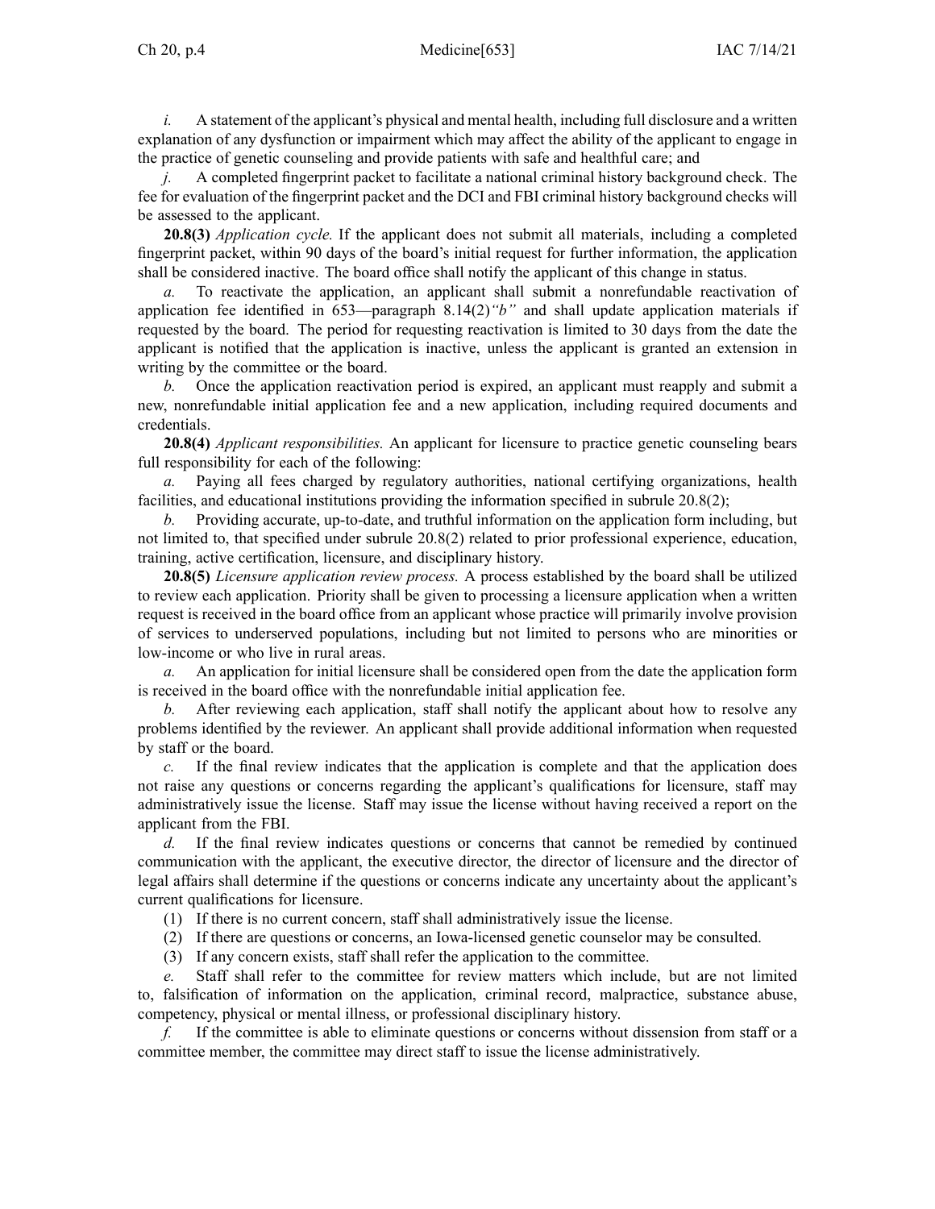*i.* A statement of the applicant's physical and mental health, including full disclosure and a written explanation of any dysfunction or impairment which may affect the ability of the applicant to engage in the practice of genetic counseling and provide patients with safe and healthful care; and

*j.* A completed fingerprint packet to facilitate a national criminal history background check. The fee for evaluation of the fingerprint packet and the DCI and FBI criminal history background checks will be assessed to the applicant.

**20.8(3)** *Application cycle.* If the applicant does not submit all materials, including a completed fingerprint packet, within 90 days of the board's initial request for further information, the application shall be considered inactive. The board office shall notify the applicant of this change in status.

*a.* To reactivate the application, an applicant shall submit a nonrefundable reactivation of application fee identified in 653—paragraph 8.14(2)*"b"* and shall update application materials if requested by the board. The period for requesting reactivation is limited to 30 days from the date the applicant is notified that the application is inactive, unless the applicant is granted an extension in writing by the committee or the board.

*b.* Once the application reactivation period is expired, an applicant must reapply and submit a new, nonrefundable initial application fee and a new application, including required documents and credentials.

**20.8(4)** *Applicant responsibilities.* An applicant for licensure to practice genetic counseling bears full responsibility for each of the following:

*a.* Paying all fees charged by regulatory authorities, national certifying organizations, health facilities, and educational institutions providing the information specified in subrule 20.8(2);

*b.* Providing accurate, up-to-date, and truthful information on the application form including, but not limited to, that specified under subrule 20.8(2) related to prior professional experience, education, training, active certification, licensure, and disciplinary history.

**20.8(5)** *Licensure application review process.* A process established by the board shall be utilized to review each application. Priority shall be given to processing a licensure application when a written request is received in the board office from an applicant whose practice will primarily involve provision of services to underserved populations, including but not limited to persons who are minorities or low-income or who live in rural areas.

*a.* An application for initial licensure shall be considered open from the date the application form is received in the board office with the nonrefundable initial application fee.

*b.* After reviewing each application, staff shall notify the applicant about how to resolve any problems identified by the reviewer. An applicant shall provide additional information when requested by staff or the board.

*c.* If the final review indicates that the application is complete and that the application does not raise any questions or concerns regarding the applicant's qualifications for licensure, staff may administratively issue the license. Staff may issue the license without having received a report on the applicant from the FBI.

*d.* If the final review indicates questions or concerns that cannot be remedied by continued communication with the applicant, the executive director, the director of licensure and the director of legal affairs shall determine if the questions or concerns indicate any uncertainty about the applicant's current qualifications for licensure.

(1) If there is no current concern, staff shall administratively issue the license.

(2) If there are questions or concerns, an Iowa-licensed genetic counselor may be consulted.

(3) If any concern exists, staff shall refer the application to the committee.

*e.* Staff shall refer to the committee for review matters which include, but are not limited to, falsification of information on the application, criminal record, malpractice, substance abuse, competency, physical or mental illness, or professional disciplinary history.

*f.* If the committee is able to eliminate questions or concerns without dissension from staff or a committee member, the committee may direct staff to issue the license administratively.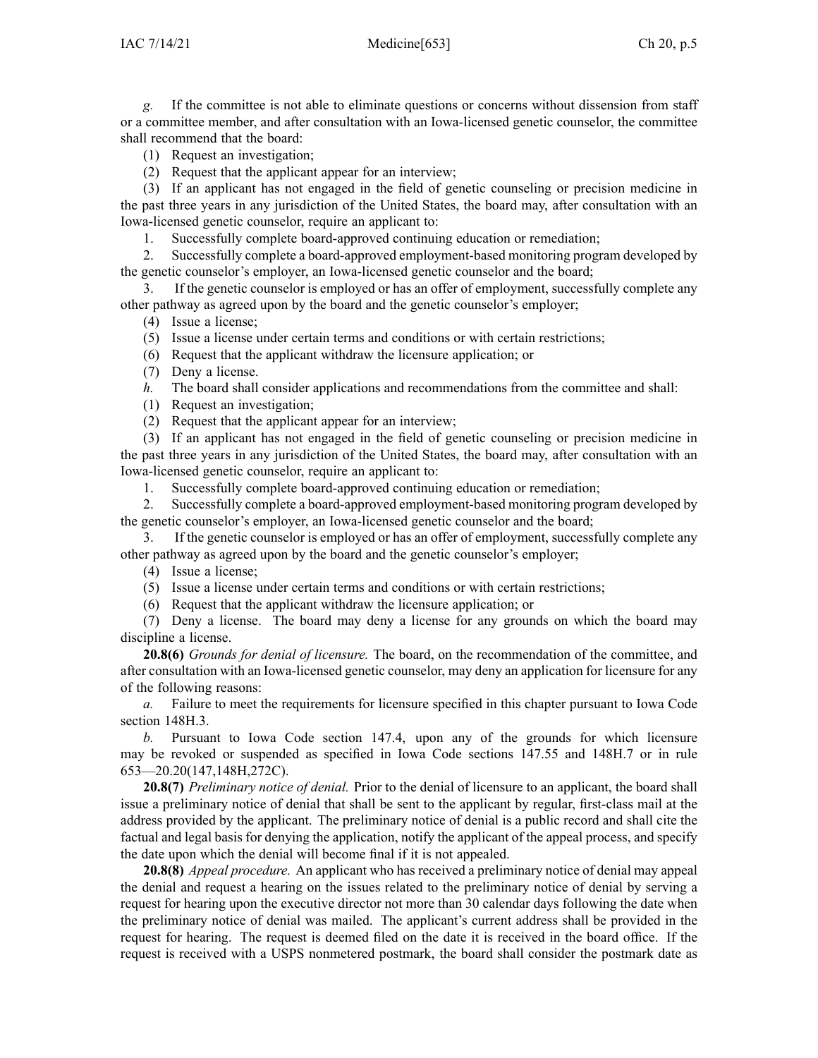*g.* If the committee is not able to eliminate questions or concerns without dissension from staff or a committee member, and after consultation with an Iowa-licensed genetic counselor, the committee shall recommend that the board:

(1) Request an investigation;

(2) Request that the applicant appear for an interview;

(3) If an applicant has not engaged in the field of genetic counseling or precision medicine in the past three years in any jurisdiction of the United States, the board may, after consultation with an Iowa-licensed genetic counselor, require an applicant to:

1. Successfully complete board-approved continuing education or remediation;

2. Successfully complete a board-approved employment-based monitoring program developed by the genetic counselor's employer, an Iowa-licensed genetic counselor and the board;

3. If the genetic counselor is employed or has an offer of employment, successfully complete any other pathway as agreed upon by the board and the genetic counselor's employer;

(4) Issue a license;

(5) Issue a license under certain terms and conditions or with certain restrictions;

(6) Request that the applicant withdraw the licensure application; or

(7) Deny a license.

*h.* The board shall consider applications and recommendations from the committee and shall:

(1) Request an investigation;

(2) Request that the applicant appear for an interview;

(3) If an applicant has not engaged in the field of genetic counseling or precision medicine in the past three years in any jurisdiction of the United States, the board may, after consultation with an Iowa-licensed genetic counselor, require an applicant to:

1. Successfully complete board-approved continuing education or remediation;

2. Successfully complete a board-approved employment-based monitoring program developed by the genetic counselor's employer, an Iowa-licensed genetic counselor and the board;

3. If the genetic counselor is employed or has an offer of employment, successfully complete any other pathway as agreed upon by the board and the genetic counselor's employer;

(4) Issue a license;

(5) Issue a license under certain terms and conditions or with certain restrictions;

(6) Request that the applicant withdraw the licensure application; or

(7) Deny a license. The board may deny a license for any grounds on which the board may discipline a license.

**20.8(6)** *Grounds for denial of licensure.* The board, on the recommendation of the committee, and after consultation with an Iowa-licensed genetic counselor, may deny an application for licensure for any of the following reasons:

*a.* Failure to meet the requirements for licensure specified in this chapter pursuant to Iowa Code section 148H.3.

*b.* Pursuant to Iowa Code section 147.4, upon any of the grounds for which licensure may be revoked or suspended as specified in Iowa Code sections 147.55 and 148H.7 or in rule 653—20.20(147,148H,272C).

**20.8(7)** *Preliminary notice of denial.* Prior to the denial of licensure to an applicant, the board shall issue a preliminary notice of denial that shall be sent to the applicant by regular, first-class mail at the address provided by the applicant. The preliminary notice of denial is a public record and shall cite the factual and legal basis for denying the application, notify the applicant of the appeal process, and specify the date upon which the denial will become final if it is not appealed.

**20.8(8)** *Appeal procedure.* An applicant who has received a preliminary notice of denial may appeal the denial and request a hearing on the issues related to the preliminary notice of denial by serving a request for hearing upon the executive director not more than 30 calendar days following the date when the preliminary notice of denial was mailed. The applicant's current address shall be provided in the request for hearing. The request is deemed filed on the date it is received in the board office. If the request is received with a USPS nonmetered postmark, the board shall consider the postmark date as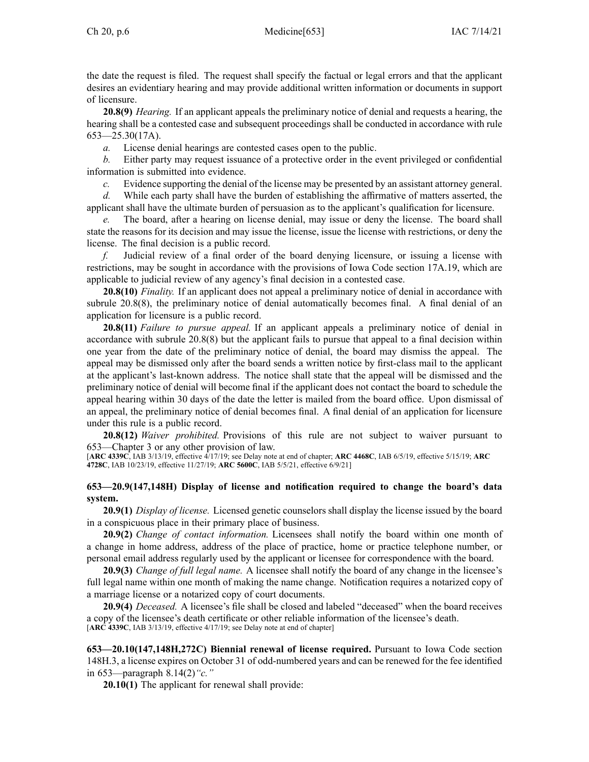the date the request is filed. The request shall specify the factual or legal errors and that the applicant desires an evidentiary hearing and may provide additional written information or documents in support of licensure.

**20.8(9)** *Hearing.* If an applicant appeals the preliminary notice of denial and requests a hearing, the hearing shall be a contested case and subsequent proceedings shall be conducted in accordance with rule 653—25.30(17A).

*a.* License denial hearings are contested cases open to the public.

*b.* Either party may request issuance of a protective order in the event privileged or confidential information is submitted into evidence.

*c.* Evidence supporting the denial of the license may be presented by an assistant attorney general.

*d.* While each party shall have the burden of establishing the affirmative of matters asserted, the applicant shall have the ultimate burden of persuasion as to the applicant's qualification for licensure.

*e.* The board, after a hearing on license denial, may issue or deny the license. The board shall state the reasons for its decision and may issue the license, issue the license with restrictions, or deny the license. The final decision is a public record.

*f.* Judicial review of a final order of the board denying licensure, or issuing a license with restrictions, may be sought in accordance with the provisions of Iowa Code section 17A.19, which are applicable to judicial review of any agency's final decision in a contested case.

**20.8(10)** *Finality.* If an applicant does not appeal a preliminary notice of denial in accordance with subrule 20.8(8), the preliminary notice of denial automatically becomes final. A final denial of an application for licensure is a public record.

**20.8(11)** *Failure to pursue appeal.* If an applicant appeals a preliminary notice of denial in accordance with subrule 20.8(8) but the applicant fails to pursue that appeal to a final decision within one year from the date of the preliminary notice of denial, the board may dismiss the appeal. The appeal may be dismissed only after the board sends a written notice by first-class mail to the applicant at the applicant's last-known address. The notice shall state that the appeal will be dismissed and the preliminary notice of denial will become final if the applicant does not contact the board to schedule the appeal hearing within 30 days of the date the letter is mailed from the board office. Upon dismissal of an appeal, the preliminary notice of denial becomes final. A final denial of an application for licensure under this rule is a public record.

**20.8(12)** *Waiver prohibited.* Provisions of this rule are not subject to waiver pursuant to 653—Chapter 3 or any other provision of law.

[**ARC 4339C**, IAB 3/13/19, effective 4/17/19; see Delay note at end of chapter; **ARC 4468C**, IAB 6/5/19, effective 5/15/19; **ARC 4728C**, IAB 10/23/19, effective 11/27/19; **ARC 5600C**, IAB 5/5/21, effective 6/9/21]

**653—20.9(147,148H) Display of license and notification required to change the board's data system.**

**20.9(1)** *Display of license.* Licensed genetic counselors shall display the license issued by the board in a conspicuous place in their primary place of business.

**20.9(2)** *Change of contact information.* Licensees shall notify the board within one month of a change in home address, address of the place of practice, home or practice telephone number, or personal email address regularly used by the applicant or licensee for correspondence with the board.

**20.9(3)** *Change of full legal name.* A licensee shall notify the board of any change in the licensee's full legal name within one month of making the name change. Notification requires a notarized copy of a marriage license or a notarized copy of court documents.

**20.9(4)** *Deceased.* A licensee's file shall be closed and labeled "deceased" when the board receives a copy of the licensee's death certificate or other reliable information of the licensee's death.

[**ARC 4339C**, IAB 3/13/19, effective 4/17/19; see Delay note at end of chapter]

**653—20.10(147,148H,272C) Biennial renewal of license required.** Pursuant to Iowa Code section 148H.3, a license expires on October 31 of odd-numbered years and can be renewed for the fee identified in 653—paragraph 8.14(2)*"c."*

**20.10(1)** The applicant for renewal shall provide: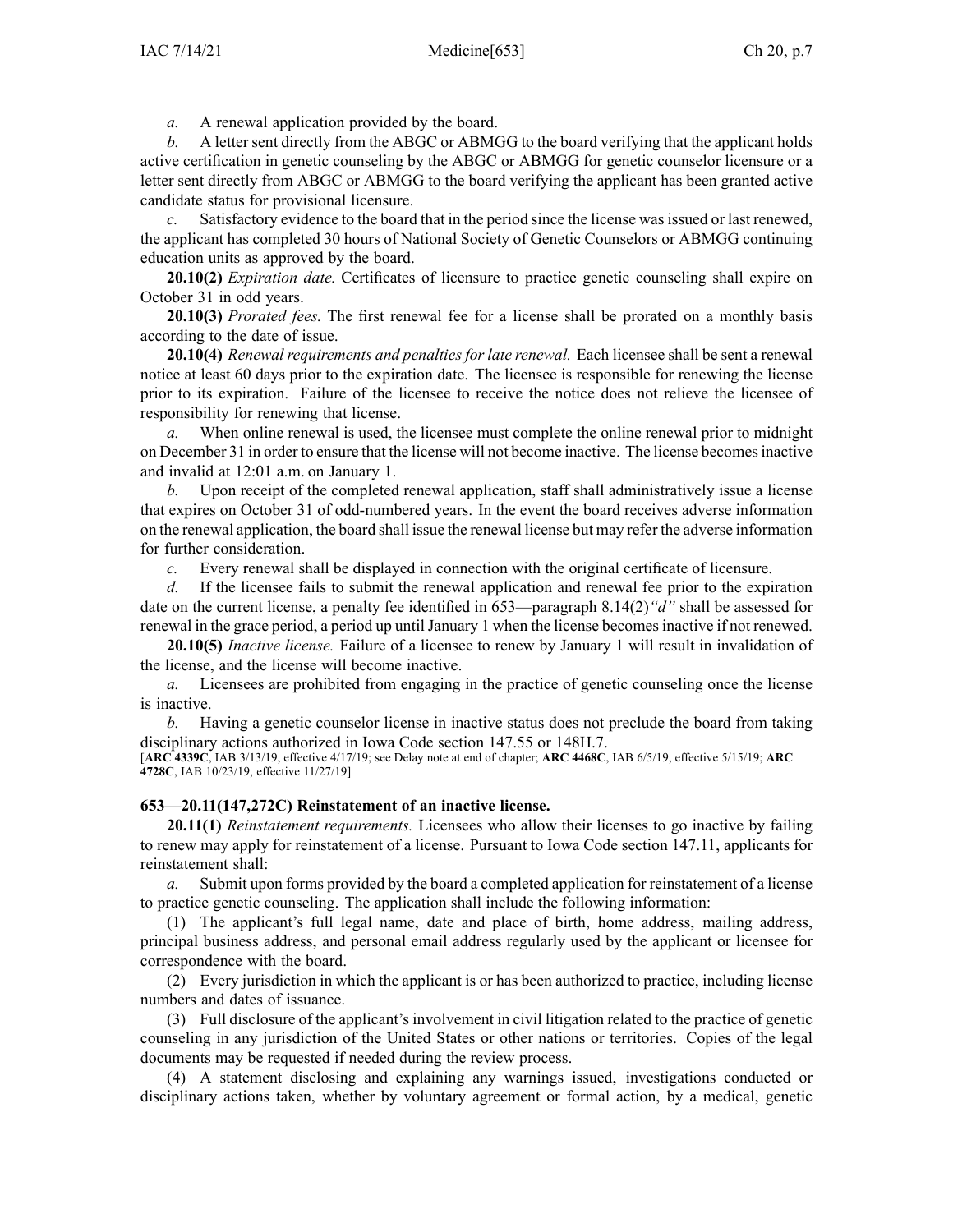*a.* A renewal application provided by the board.

*b.* A letter sent directly from the ABGC or ABMGG to the board verifying that the applicant holds active certification in genetic counseling by the ABGC or ABMGG for genetic counselor licensure or a letter sent directly from ABGC or ABMGG to the board verifying the applicant has been granted active candidate status for provisional licensure.

*c.* Satisfactory evidence to the board that in the period since the license was issued or last renewed, the applicant has completed 30 hours of National Society of Genetic Counselors or ABMGG continuing education units as approved by the board.

**20.10(2)** *Expiration date.* Certificates of licensure to practice genetic counseling shall expire on October 31 in odd years.

**20.10(3)** *Prorated fees.* The first renewal fee for a license shall be prorated on a monthly basis according to the date of issue.

**20.10(4)** *Renewal requirements and penalties for late renewal.* Each licensee shall be sent a renewal notice at least 60 days prior to the expiration date. The licensee is responsible for renewing the license prior to its expiration. Failure of the licensee to receive the notice does not relieve the licensee of responsibility for renewing that license.

*a.* When online renewal is used, the licensee must complete the online renewal prior to midnight on December 31 in order to ensure that the license will not become inactive. The license becomes inactive and invalid at 12:01 a.m. on January 1.

*b.* Upon receipt of the completed renewal application, staff shall administratively issue a license that expires on October 31 of odd-numbered years. In the event the board receives adverse information on the renewal application, the board shall issue the renewal license but may refer the adverse information for further consideration.

*c.* Every renewal shall be displayed in connection with the original certificate of licensure.

*d.* If the licensee fails to submit the renewal application and renewal fee prior to the expiration date on the current license, a penalty fee identified in 653—paragraph 8.14(2)*"d"* shall be assessed for renewal in the grace period, a period up until January 1 when the license becomes inactive if not renewed.

**20.10(5)** *Inactive license.* Failure of a licensee to renew by January 1 will result in invalidation of the license, and the license will become inactive.

*a.* Licensees are prohibited from engaging in the practice of genetic counseling once the license is inactive.

*b.* Having a genetic counselor license in inactive status does not preclude the board from taking disciplinary actions authorized in Iowa Code section 147.55 or 148H.7.

[**ARC 4339C**, IAB 3/13/19, effective 4/17/19; see Delay note at end of chapter; **ARC 4468C**, IAB 6/5/19, effective 5/15/19; **ARC 4728C**, IAB 10/23/19, effective 11/27/19]

### 653—20.11(147,272C) Reinstatement of an inactive license.

**20.11(1)** *Reinstatement requirements.* Licensees who allow their licenses to go inactive by failing to renew may apply for reinstatement of a license. Pursuant to Iowa Code section 147.11, applicants for reinstatement shall:

*a.* Submit upon forms provided by the board a completed application for reinstatement of a license to practice genetic counseling. The application shall include the following information:

(1) The applicant's full legal name, date and place of birth, home address, mailing address, principal business address, and personal email address regularly used by the applicant or licensee for correspondence with the board.

(2) Every jurisdiction in which the applicant is or has been authorized to practice, including license numbers and dates of issuance.

(3) Full disclosure of the applicant's involvement in civil litigation related to the practice of genetic counseling in any jurisdiction of the United States or other nations or territories. Copies of the legal documents may be requested if needed during the review process.

(4) A statement disclosing and explaining any warnings issued, investigations conducted or disciplinary actions taken, whether by voluntary agreement or formal action, by a medical, genetic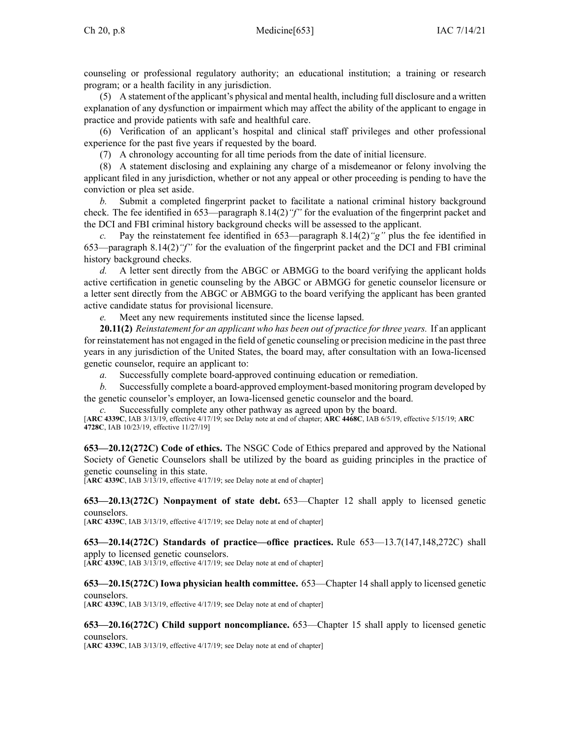counseling or professional regulatory authority; an educational institution; a training or research program; or a health facility in any jurisdiction.

(5) A statement of the applicant's physical and mental health, including full disclosure and a written explanation of any dysfunction or impairment which may affect the ability of the applicant to engage in practice and provide patients with safe and healthful care.

(6) Verification of an applicant's hospital and clinical staff privileges and other professional experience for the past five years if requested by the board.

(7) A chronology accounting for all time periods from the date of initial licensure.

(8) A statement disclosing and explaining any charge of a misdemeanor or felony involving the applicant filed in any jurisdiction, whether or not any appeal or other proceeding is pending to have the conviction or plea set aside.

*b.* Submit a completed fingerprint packet to facilitate a national criminal history background check. The fee identified in 653—paragraph 8.14(2)*"f"* for the evaluation of the fingerprint packet and the DCI and FBI criminal history background checks will be assessed to the applicant.

*c.* Pay the reinstatement fee identified in 653—paragraph 8.14(2)*"g"* plus the fee identified in 653—paragraph 8.14(2)*"f"* for the evaluation of the fingerprint packet and the DCI and FBI criminal history background checks.

*d.* A letter sent directly from the ABGC or ABMGG to the board verifying the applicant holds active certification in genetic counseling by the ABGC or ABMGG for genetic counselor licensure or a letter sent directly from the ABGC or ABMGG to the board verifying the applicant has been granted active candidate status for provisional licensure.

*e.* Meet any new requirements instituted since the license lapsed.

**20.11(2)** *Reinstatement for an applicant who has been out of practice for three years.* If an applicant for reinstatement has not engaged in the field of genetic counseling or precision medicine in the past three years in any jurisdiction of the United States, the board may, after consultation with an Iowa-licensed genetic counselor, require an applicant to:

*a.* Successfully complete board-approved continuing education or remediation.

*b.* Successfully complete a board-approved employment-based monitoring program developed by the genetic counselor's employer, an Iowa-licensed genetic counselor and the board.

*c.* Successfully complete any other pathway as agreed upon by the board.

[**ARC 4339C**, IAB 3/13/19, effective 4/17/19; see Delay note at end of chapter; **ARC 4468C**, IAB 6/5/19, effective 5/15/19; **ARC 4728C**, IAB 10/23/19, effective 11/27/19]

**653—20.12(272C) Code of ethics.** The NSGC Code of Ethics prepared and approved by the National Society of Genetic Counselors shall be utilized by the board as guiding principles in the practice of genetic counseling in this state.

[**ARC 4339C**, IAB 3/13/19, effective 4/17/19; see Delay note at end of chapter]

**653—20.13(272C) Nonpayment of state debt.** 653—Chapter 12 shall apply to licensed genetic counselors.

[**ARC 4339C**, IAB 3/13/19, effective 4/17/19; see Delay note at end of chapter]

**653—20.14(272C) Standards of practice—office practices.** Rule 653—13.7(147,148,272C) shall apply to licensed genetic counselors.

[**ARC 4339C**, IAB 3/13/19, effective 4/17/19; see Delay note at end of chapter]

**653—20.15(272C) Iowa physician health committee.** 653—Chapter 14 shall apply to licensed genetic counselors.

[**ARC 4339C**, IAB 3/13/19, effective 4/17/19; see Delay note at end of chapter]

**653—20.16(272C) Child support noncompliance.** 653—Chapter 15 shall apply to licensed genetic counselors.

[**ARC 4339C**, IAB 3/13/19, effective 4/17/19; see Delay note at end of chapter]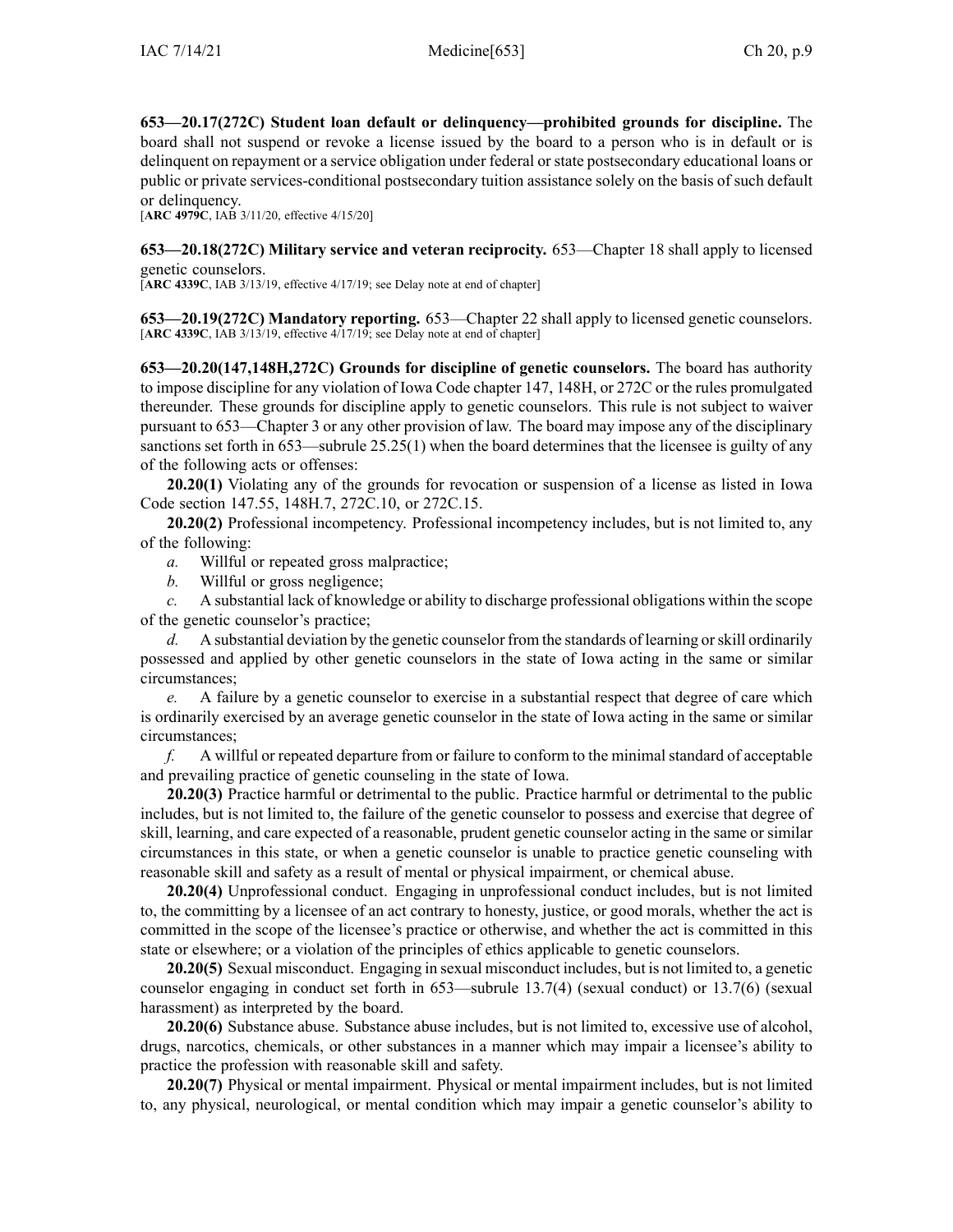**653—20.17(272C) Student loan default or delinquency—prohibited grounds for discipline.** The board shall not suspend or revoke a license issued by the board to a person who is in default or is delinquent on repayment or a service obligation under federal or state postsecondary educational loans or public or private services-conditional postsecondary tuition assistance solely on the basis of such default or delinquency.

[**ARC 4979C**, IAB 3/11/20, effective 4/15/20]

**653—20.18(272C) Military service and veteran reciprocity.** 653—Chapter 18 shall apply to licensed genetic counselors.

[**ARC 4339C**, IAB 3/13/19, effective 4/17/19; see Delay note at end of chapter]

**653—20.19(272C) Mandatory reporting.** 653—Chapter 22 shall apply to licensed genetic counselors.

[**ARC 4339C**, IAB 3/13/19, effective 4/17/19; see Delay note at end of chapter]

**653—20.20(147,148H,272C) Grounds for discipline of genetic counselors.** The board has authority to impose discipline for any violation of Iowa Code chapter 147, 148H, or 272C or the rules promulgated thereunder. These grounds for discipline apply to genetic counselors. This rule is not subject to waiver pursuant to 653—Chapter 3 or any other provision of law. The board may impose any of the disciplinary sanctions set forth in 653—subrule 25.25(1) when the board determines that the licensee is guilty of any of the following acts or offenses:

**20.20(1)** Violating any of the grounds for revocation or suspension of a license as listed in Iowa Code section 147.55, 148H.7, 272C.10, or 272C.15.

**20.20(2)** Professional incompetency. Professional incompetency includes, but is not limited to, any of the following:

*a.* Willful or repeated gross malpractice;

*b.* Willful or gross negligence;

*c.* A substantial lack of knowledge or ability to discharge professional obligations within the scope of the genetic counselor's practice;

*d.* A substantial deviation by the genetic counselor from the standards of learning or skill ordinarily possessed and applied by other genetic counselors in the state of Iowa acting in the same or similar circumstances;

*e.* A failure by a genetic counselor to exercise in a substantial respect that degree of care which is ordinarily exercised by an average genetic counselor in the state of Iowa acting in the same or similar circumstances;

*f.* A willful or repeated departure from or failure to conform to the minimal standard of acceptable and prevailing practice of genetic counseling in the state of Iowa.

**20.20(3)** Practice harmful or detrimental to the public. Practice harmful or detrimental to the public includes, but is not limited to, the failure of the genetic counselor to possess and exercise that degree of skill, learning, and care expected of a reasonable, prudent genetic counselor acting in the same or similar circumstances in this state, or when a genetic counselor is unable to practice genetic counseling with reasonable skill and safety as a result of mental or physical impairment, or chemical abuse.

**20.20(4)** Unprofessional conduct. Engaging in unprofessional conduct includes, but is not limited to, the committing by a licensee of an act contrary to honesty, justice, or good morals, whether the act is committed in the scope of the licensee's practice or otherwise, and whether the act is committed in this state or elsewhere; or a violation of the principles of ethics applicable to genetic counselors.

**20.20(5)** Sexual misconduct. Engaging in sexual misconduct includes, but is not limited to, a genetic counselor engaging in conduct set forth in 653—subrule 13.7(4) (sexual conduct) or 13.7(6) (sexual harassment) as interpreted by the board.

**20.20(6)** Substance abuse. Substance abuse includes, but is not limited to, excessive use of alcohol, drugs, narcotics, chemicals, or other substances in a manner which may impair a licensee's ability to practice the profession with reasonable skill and safety.

**20.20(7)** Physical or mental impairment. Physical or mental impairment includes, but is not limited to, any physical, neurological, or mental condition which may impair a genetic counselor's ability to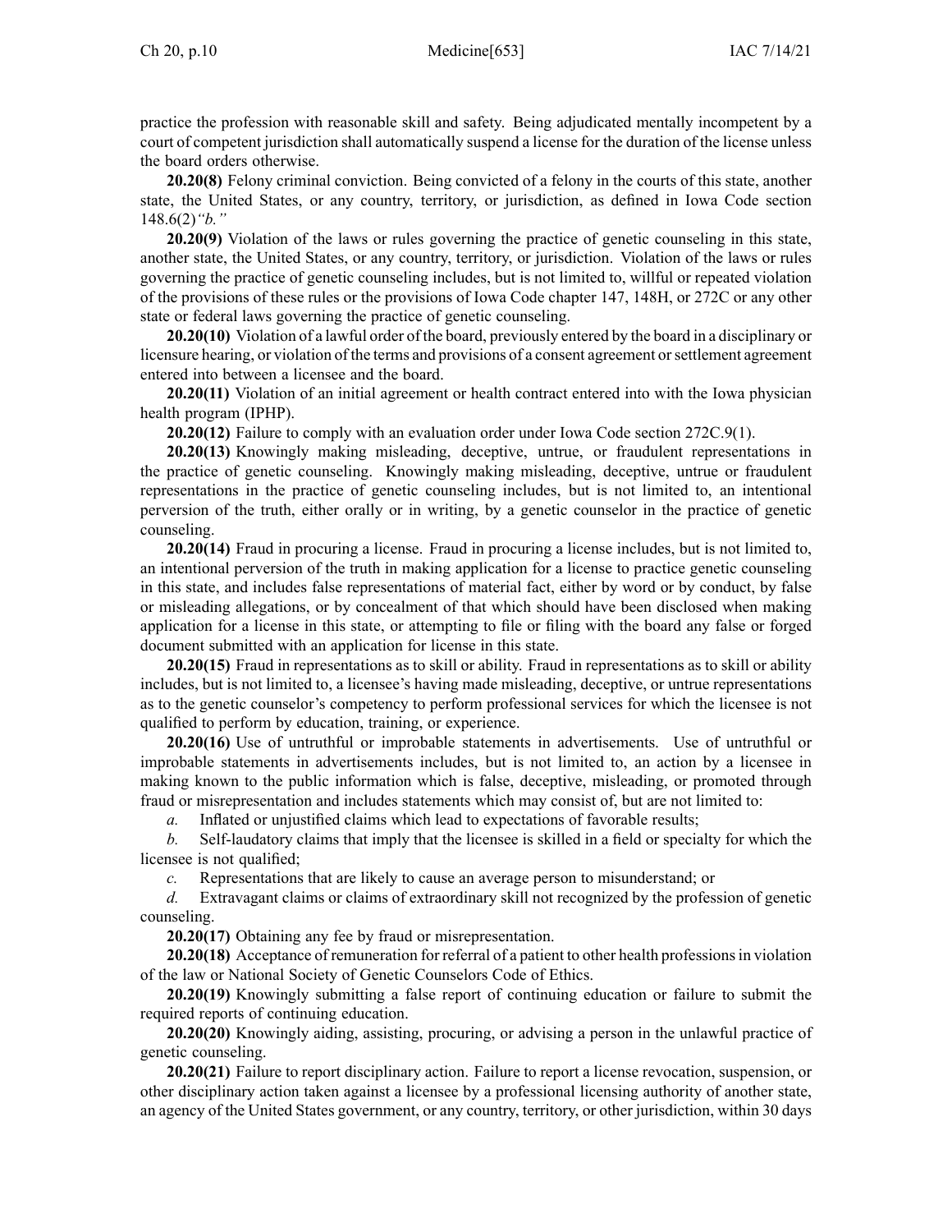practice the profession with reasonable skill and safety. Being adjudicated mentally incompetent by a court of competent jurisdiction shall automatically suspend a license for the duration of the license unless the board orders otherwise.

**20.20(8)** Felony criminal conviction. Being convicted of a felony in the courts of this state, another state, the United States, or any country, territory, or jurisdiction, as defined in Iowa Code section 148.6(2)*"b."*

**20.20(9)** Violation of the laws or rules governing the practice of genetic counseling in this state, another state, the United States, or any country, territory, or jurisdiction. Violation of the laws or rules governing the practice of genetic counseling includes, but is not limited to, willful or repeated violation of the provisions of these rules or the provisions of Iowa Code chapter 147, 148H, or 272C or any other state or federal laws governing the practice of genetic counseling.

**20.20(10)** Violation of a lawful order of the board, previously entered by the board in a disciplinary or licensure hearing, or violation of the terms and provisions of a consent agreement or settlement agreement entered into between a licensee and the board.

**20.20(11)** Violation of an initial agreement or health contract entered into with the Iowa physician health program (IPHP).

**20.20(12)** Failure to comply with an evaluation order under Iowa Code section 272C.9(1).

**20.20(13)** Knowingly making misleading, deceptive, untrue, or fraudulent representations in the practice of genetic counseling. Knowingly making misleading, deceptive, untrue or fraudulent representations in the practice of genetic counseling includes, but is not limited to, an intentional perversion of the truth, either orally or in writing, by a genetic counselor in the practice of genetic counseling.

**20.20(14)** Fraud in procuring a license. Fraud in procuring a license includes, but is not limited to, an intentional perversion of the truth in making application for a license to practice genetic counseling in this state, and includes false representations of material fact, either by word or by conduct, by false or misleading allegations, or by concealment of that which should have been disclosed when making application for a license in this state, or attempting to file or filing with the board any false or forged document submitted with an application for license in this state.

**20.20(15)** Fraud in representations as to skill or ability. Fraud in representations as to skill or ability includes, but is not limited to, a licensee's having made misleading, deceptive, or untrue representations as to the genetic counselor's competency to perform professional services for which the licensee is not qualified to perform by education, training, or experience.

**20.20(16)** Use of untruthful or improbable statements in advertisements. Use of untruthful or improbable statements in advertisements includes, but is not limited to, an action by a licensee in making known to the public information which is false, deceptive, misleading, or promoted through fraud or misrepresentation and includes statements which may consist of, but are not limited to:

*a.* Inflated or unjustified claims which lead to expectations of favorable results;

*b.* Self-laudatory claims that imply that the licensee is skilled in a field or specialty for which the licensee is not qualified;

*c.* Representations that are likely to cause an average person to misunderstand; or

*d.* Extravagant claims or claims of extraordinary skill not recognized by the profession of genetic counseling.

**20.20(17)** Obtaining any fee by fraud or misrepresentation.

**20.20(18)** Acceptance of remuneration for referral of a patient to other health professions in violation of the law or National Society of Genetic Counselors Code of Ethics.

**20.20(19)** Knowingly submitting a false report of continuing education or failure to submit the required reports of continuing education.

**20.20(20)** Knowingly aiding, assisting, procuring, or advising a person in the unlawful practice of genetic counseling.

**20.20(21)** Failure to report disciplinary action. Failure to report a license revocation, suspension, or other disciplinary action taken against a licensee by a professional licensing authority of another state, an agency of the United States government, or any country, territory, or other jurisdiction, within 30 days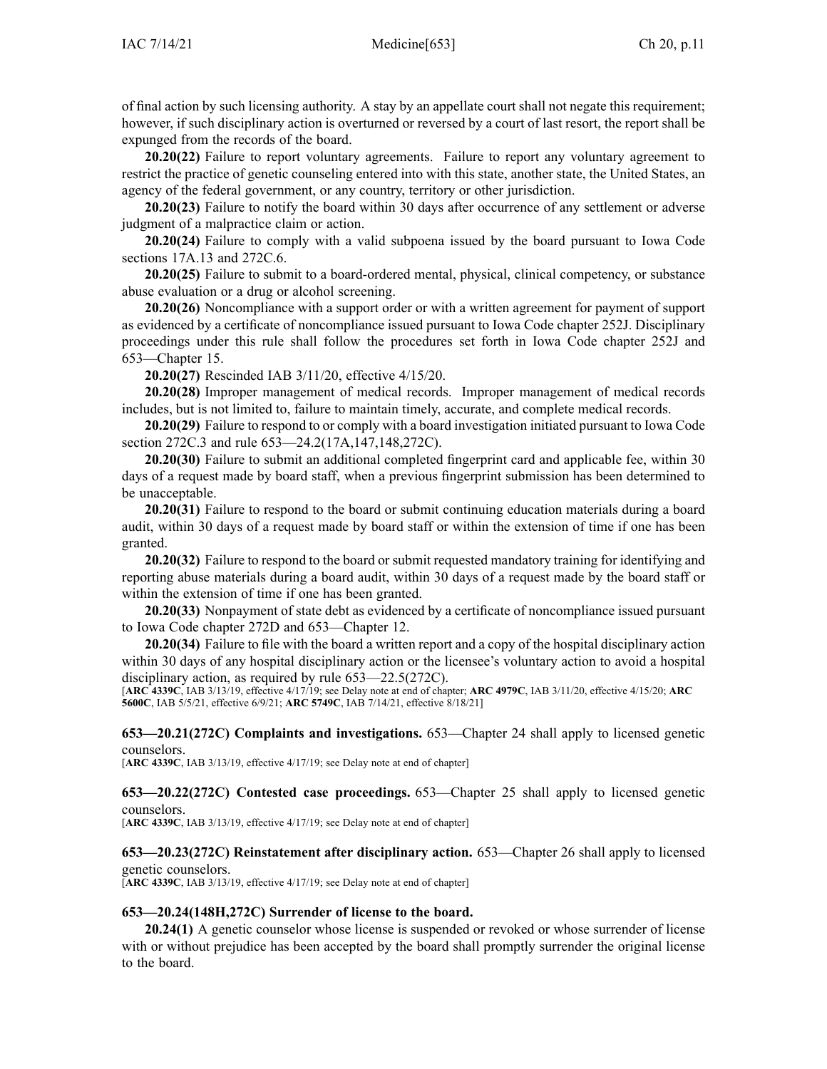of final action by such licensing authority. A stay by an appellate court shall not negate this requirement; however, if such disciplinary action is overturned or reversed by a court of last resort, the report shall be expunged from the records of the board.

**20.20(22)** Failure to report voluntary agreements. Failure to report any voluntary agreement to restrict the practice of genetic counseling entered into with this state, another state, the United States, an agency of the federal government, or any country, territory or other jurisdiction.

**20.20(23)** Failure to notify the board within 30 days after occurrence of any settlement or adverse judgment of a malpractice claim or action.

**20.20(24)** Failure to comply with a valid subpoena issued by the board pursuant to Iowa Code sections 17A.13 and 272C.6.

**20.20(25)** Failure to submit to a board-ordered mental, physical, clinical competency, or substance abuse evaluation or a drug or alcohol screening.

**20.20(26)** Noncompliance with a support order or with a written agreement for payment of support as evidenced by a certificate of noncompliance issued pursuant to Iowa Code chapter 252J. Disciplinary proceedings under this rule shall follow the procedures set forth in Iowa Code chapter 252J and 653—Chapter 15.

**20.20(27)** Rescinded IAB 3/11/20, effective 4/15/20.

**20.20(28)** Improper management of medical records. Improper management of medical records includes, but is not limited to, failure to maintain timely, accurate, and complete medical records.

**20.20(29)** Failure to respond to or comply with a board investigation initiated pursuant to Iowa Code section 272C.3 and rule 653—24.2(17A,147,148,272C).

**20.20(30)** Failure to submit an additional completed fingerprint card and applicable fee, within 30 days of a request made by board staff, when a previous fingerprint submission has been determined to be unacceptable.

**20.20(31)** Failure to respond to the board or submit continuing education materials during a board audit, within 30 days of a request made by board staff or within the extension of time if one has been granted.

**20.20(32)** Failure to respond to the board or submit requested mandatory training for identifying and reporting abuse materials during a board audit, within 30 days of a request made by the board staff or within the extension of time if one has been granted.

**20.20(33)** Nonpayment of state debt as evidenced by a certificate of noncompliance issued pursuant to Iowa Code chapter 272D and 653—Chapter 12.

**20.20(34)** Failure to file with the board a written report and a copy of the hospital disciplinary action within 30 days of any hospital disciplinary action or the licensee's voluntary action to avoid a hospital disciplinary action, as required by rule 653—22.5(272C).

[**ARC 4339C**, IAB 3/13/19, effective 4/17/19; see Delay note at end of chapter; **ARC 4979C**, IAB 3/11/20, effective 4/15/20; **ARC 5600C**, IAB 5/5/21, effective 6/9/21; **ARC 5749C**, IAB 7/14/21, effective 8/18/21]

**653—20.21(272C) Complaints and investigations.** 653—Chapter 24 shall apply to licensed genetic counselors.

[**ARC 4339C**, IAB 3/13/19, effective 4/17/19; see Delay note at end of chapter]

**653—20.22(272C) Contested case proceedings.** 653—Chapter 25 shall apply to licensed genetic counselors.

[**ARC 4339C**, IAB 3/13/19, effective 4/17/19; see Delay note at end of chapter]

**653—20.23(272C) Reinstatement after disciplinary action.** 653—Chapter 26 shall apply to licensed genetic counselors.

[**ARC 4339C**, IAB 3/13/19, effective 4/17/19; see Delay note at end of chapter]

**653—20.24(148H,272C) Surrender of license to the board.**

**20.24(1)** A genetic counselor whose license is suspended or revoked or whose surrender of license with or without prejudice has been accepted by the board shall promptly surrender the original license to the board.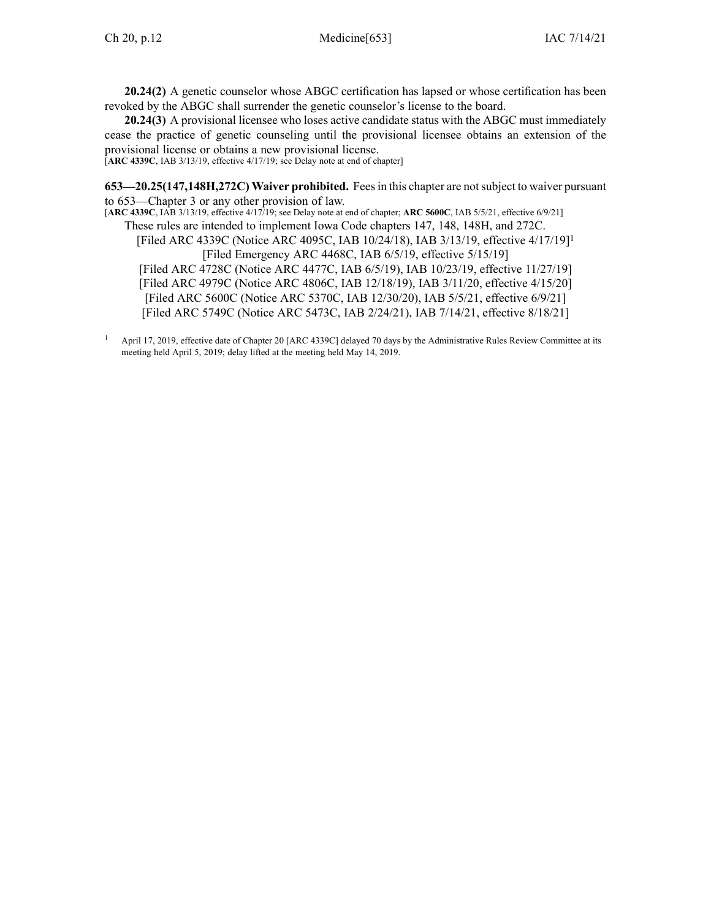**20.24(2)** A genetic counselor whose ABGC certification has lapsed or whose certification has been revoked by the ABGC shall surrender the genetic counselor's license to the board.

**20.24(3)** A provisional licensee who loses active candidate status with the ABGC must immediately cease the practice of genetic counseling until the provisional licensee obtains an extension of the provisional license or obtains a new provisional license.

[**ARC 4339C**, IAB 3/13/19, effective 4/17/19; see Delay note at end of chapter]

**653—20.25(147,148H,272C) Waiver prohibited.** Fees in this chapter are not subject to waiver pursuant to 653—Chapter 3 or any other provision of law.

[**ARC 4339C**, IAB 3/13/19, effective 4/17/19; see Delay note at end of chapter; **ARC 5600C**, IAB 5/5/21, effective 6/9/21]

These rules are intended to implement Iowa Code chapters 147, 148, 148H, and 272C.

[Filed ARC 4339C (Notice ARC 4095C, IAB 10/24/18), IAB 3/13/19, effective 4/17/19][1]

[Filed Emergency ARC 4468C, IAB 6/5/19, effective 5/15/19]

[Filed ARC 4728C (Notice ARC 4477C, IAB 6/5/19), IAB 10/23/19, effective 11/27/19]

[Filed ARC 4979C (Notice ARC 4806C, IAB 12/18/19), IAB 3/11/20, effective 4/15/20]

[Filed ARC 5600C (Notice ARC 5370C, IAB 12/30/20), IAB 5/5/21, effective 6/9/21]

[Filed ARC 5749C (Notice ARC 5473C, IAB 2/24/21), IAB 7/14/21, effective 8/18/21]

[1] April 17, 2019, effective date of Chapter 20 [ARC 4339C] delayed 70 days by the Administrative Rules Review Committee at its meeting held April 5, 2019; delay lifted at the meeting held May 14, 2019.